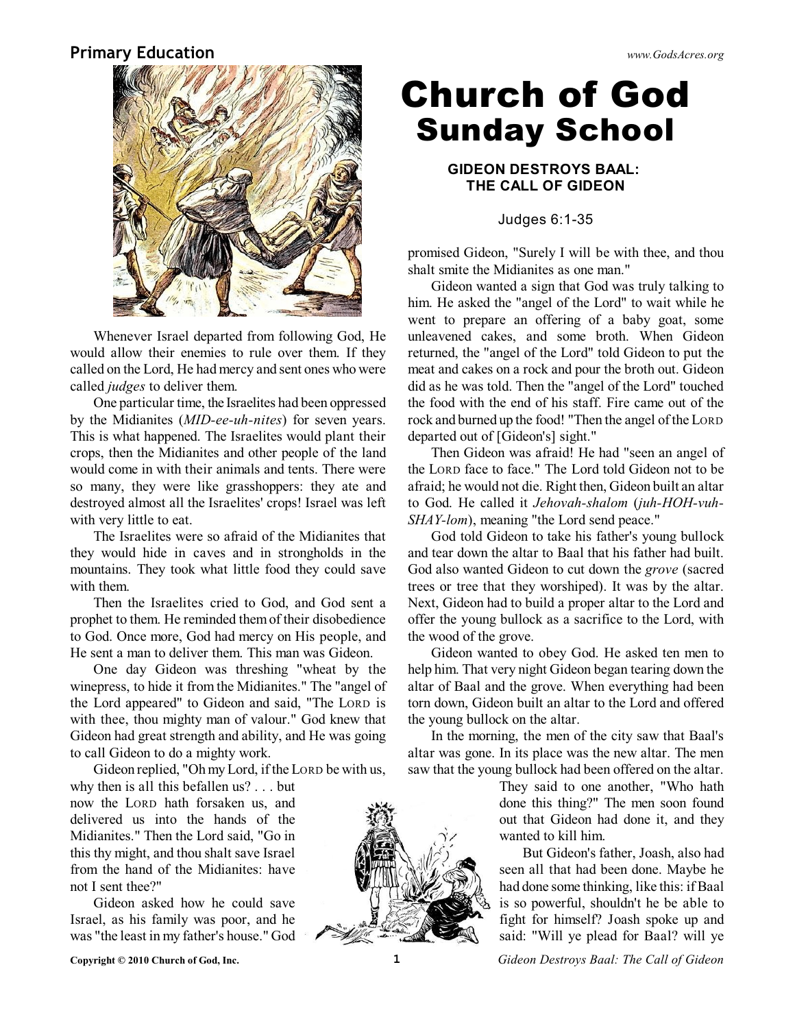**Primary Education**

# Church of God Sunday School

### GIDEON DESTROYS BAAL: THE CALL OF GIDEON

Judges 6:1-35

Whenever Israel departed from following God, He would allow their enemies to rule over them. If they called on the Lord, He had mercy and sent ones who were called *judges* to deliver them.

One particular time, the Israelites had been oppressed by the Midianites (*MID-ee-uh-nites*) for seven years. This is what happened. The Israelites would plant their crops, then the Midianites and other people of the land would come in with their animals and tents. There were so many, they were like grasshoppers: they ate and destroyed almost all the Israelites' crops! Israel was left with very little to eat.

The Israelites were so afraid of the Midianites that they would hide in caves and in strongholds in the mountains. They took what little food they could save with them.

Then the Israelites cried to God, and God sent a prophet to them. He reminded them of their disobedience to God. Once more, God had mercy on His people, and He sent a man to deliver them. This man was Gideon.

One day Gideon was threshing "wheat by the winepress, to hide it from the Midianites." The "angel of the Lord appeared" to Gideon and said, "The LORD is with thee, thou mighty man of valour." God knew that Gideon had great strength and ability, and He was going to call Gideon to do a mighty work.

Gideon replied, "Oh my Lord, if the LORD be with us, why then is all this befallen us? . . . but now the LORD hath forsaken us, and delivered us into the hands of the Midianites." Then the Lord said, "Go in this thy might, and thou shalt save Israel from the hand of the Midianites: have not I sent thee?"

Gideon asked how he could save Israel, as his family was poor, and he was "the least in my father's house." God promised Gideon, "Surely I will be with thee, and thou shalt smite the Midianites as one man."

Gideon wanted a sign that God was truly talking to him. He asked the "angel of the Lord" to wait while he went to prepare an offering of a baby goat, some unleavened cakes, and some broth. When Gideon returned, the "angel of the Lord" told Gideon to put the meat and cakes on a rock and pour the broth out. Gideon did as he was told. Then the "angel of the Lord" touched the food with the end of his staff. Fire came out of the rock and burned up the food! "Then the angel of the LORD departed out of [Gideon's] sight."

Then Gideon was afraid! He had "seen an angel of the LORD face to face." The Lord told Gideon not to be afraid; he would not die. Right then, Gideon built an altar to God. He called it *Jehovah-shalom* (*juh-HOH-vuh-SHAY-lom*), meaning "the Lord send peace."

God told Gideon to take his father's young bullock and tear down the altar to Baal that his father had built. God also wanted Gideon to cut down the *grove* (sacred trees or tree that they worshiped). It was by the altar. Next, Gideon had to build a proper altar to the Lord and offer the young bullock as a sacrifice to the Lord, with the wood of the grove.

Gideon wanted to obey God. He asked ten men to help him. That very night Gideon began tearing down the altar of Baal and the grove. When everything had been torn down, Gideon built an altar to the Lord and offered the young bullock on the altar.

In the morning, the men of the city saw that Baal's altar was gone. In its place was the new altar. The men saw that the young bullock had been offered on the altar. They said to one another, "Who hath done this thing?" The men soon found out that Gideon had done it, and they wanted to kill him.

But Gideon's father, Joash, also had seen all that had been done. Maybe he had done some thinking, like this: if Baal is so powerful, shouldn't he be able to fight for himself? Joash spoke up and said: "Will ye plead for Baal? will ye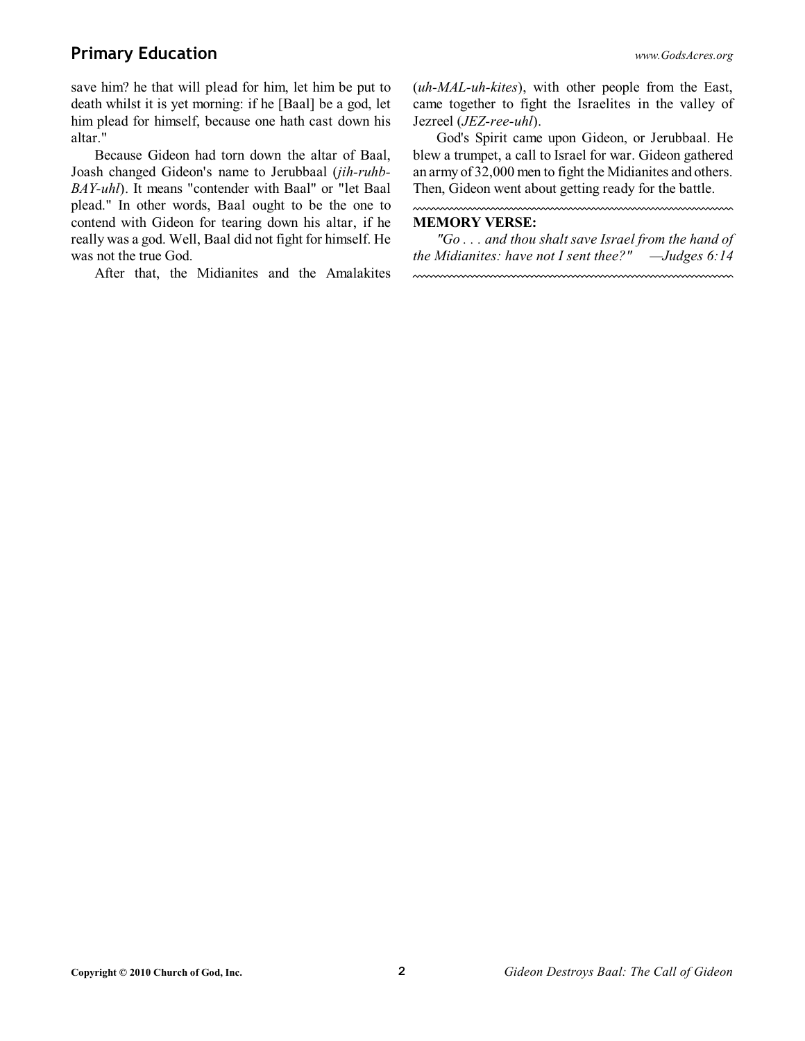save him? he that will plead for him, let him be put to death whilst it is yet morning: if he [Baal] be a god, let him plead for himself, because one hath cast down his altar."

Because Gideon had torn down the altar of Baal, Joash changed Gideon's name to Jerubbaal (*jih-ruhb-BAY-uhl*). It means "contender with Baal" or "let Baal plead." In other words, Baal ought to be the one to contend with Gideon for tearing down his altar, if he really was a god. Well, Baal did not fight for himself. He was not the true God.

After that, the Midianites and the Amalakites (*uh-MAL-uh-kites*), with other people from the East, came together to fight the Israelites in the valley of Jezreel (*JEZ-ree-uhl*).

God's Spirit came upon Gideon, or Jerubbaal. He blew a trumpet, a call to Israel for war. Gideon gathered an army of 32,000 men to fight the Midianites and others. Then, Gideon went about getting ready for the battle.

---

**MEMORY VERSE:**

*"Go . . . and thou shalt save Israel from the hand of the Midianites: have not I sent thee?" —Judges 6:14*

---